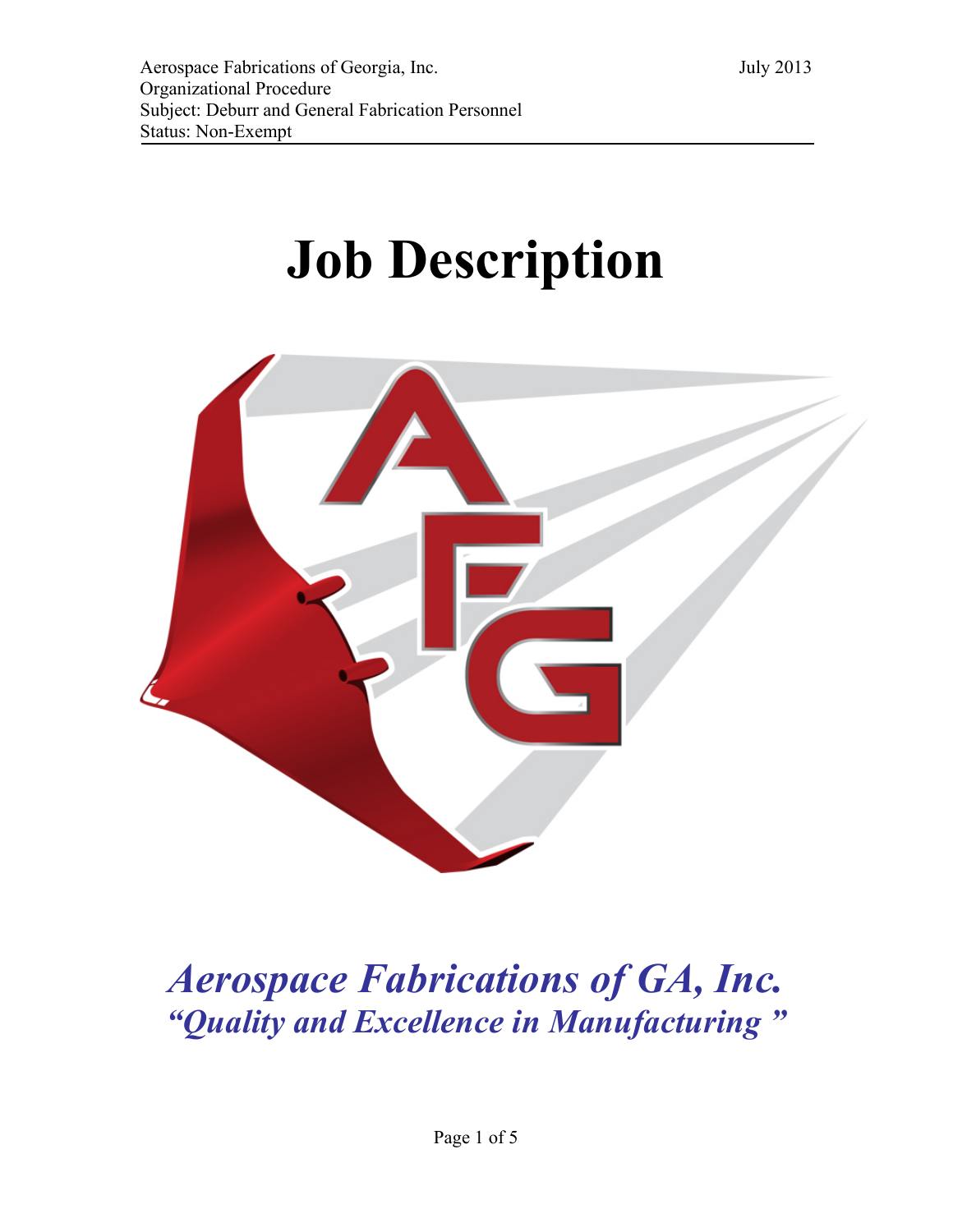Aerospace Fabrications of Georgia, Inc.  July 2013
Organizational Procedure
Subject: Deburr and General Fabrication Personnel
Status: Non-Exempt

# Job Description

***Aerospace Fabrications of GA, Inc.***
***"Quality and Excellence in Manufacturing "***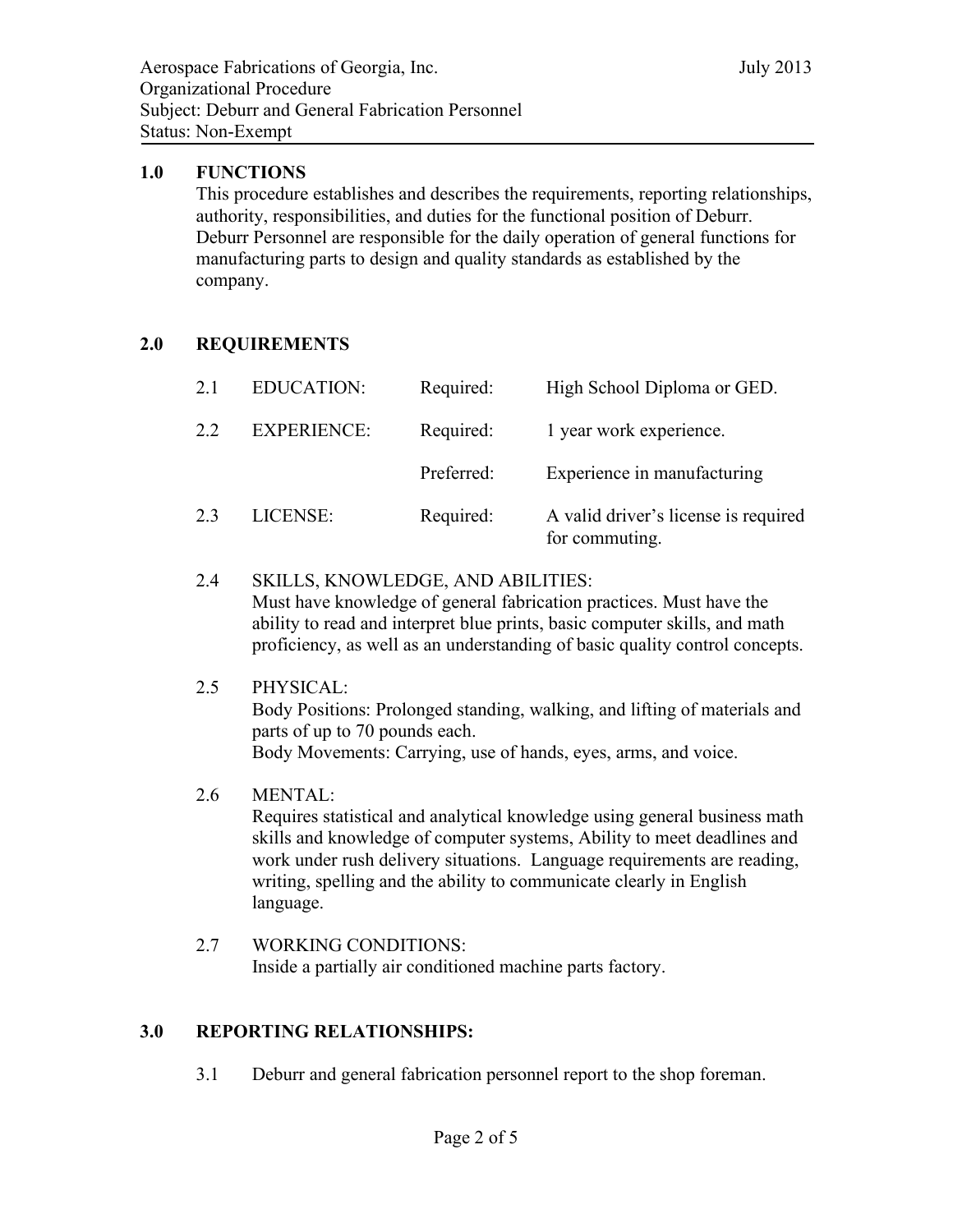Aerospace Fabrications of Georgia, Inc.
Organizational Procedure
Subject: Deburr and General Fabrication Personnel
Status: Non-Exempt

July 2013

## 1.0 FUNCTIONS

This procedure establishes and describes the requirements, reporting relationships, authority, responsibilities, and duties for the functional position of Deburr. Deburr Personnel are responsible for the daily operation of general functions for manufacturing parts to design and quality standards as established by the company.

## 2.0 REQUIREMENTS

| | | | |
|---|---|---|---|
| 2.1 | EDUCATION: | Required: | High School Diploma or GED. |
| 2.2 | EXPERIENCE: | Required: | 1 year work experience. |
| | | Preferred: | Experience in manufacturing |
| 2.3 | LICENSE: | Required: | A valid driver's license is required for commuting. |

2.4 SKILLS, KNOWLEDGE, AND ABILITIES:
Must have knowledge of general fabrication practices. Must have the ability to read and interpret blue prints, basic computer skills, and math proficiency, as well as an understanding of basic quality control concepts.

2.5 PHYSICAL:
Body Positions: Prolonged standing, walking, and lifting of materials and parts of up to 70 pounds each.
Body Movements: Carrying, use of hands, eyes, arms, and voice.

2.6 MENTAL:
Requires statistical and analytical knowledge using general business math skills and knowledge of computer systems, Ability to meet deadlines and work under rush delivery situations. Language requirements are reading, writing, spelling and the ability to communicate clearly in English language.

2.7 WORKING CONDITIONS:
Inside a partially air conditioned machine parts factory.

## 3.0 REPORTING RELATIONSHIPS:

3.1 Deburr and general fabrication personnel report to the shop foreman.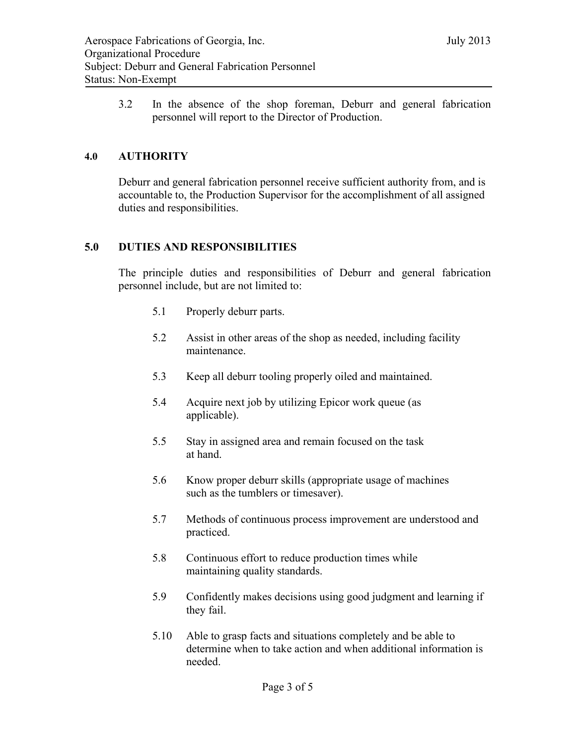3.2 In the absence of the shop foreman, Deburr and general fabrication personnel will report to the Director of Production.

## 4.0 AUTHORITY

Deburr and general fabrication personnel receive sufficient authority from, and is accountable to, the Production Supervisor for the accomplishment of all assigned duties and responsibilities.

## 5.0 DUTIES AND RESPONSIBILITIES

The principle duties and responsibilities of Deburr and general fabrication personnel include, but are not limited to:

5.1 Properly deburr parts.

5.2 Assist in other areas of the shop as needed, including facility maintenance.

5.3 Keep all deburr tooling properly oiled and maintained.

5.4 Acquire next job by utilizing Epicor work queue (as applicable).

5.5 Stay in assigned area and remain focused on the task at hand.

5.6 Know proper deburr skills (appropriate usage of machines such as the tumblers or timesaver).

5.7 Methods of continuous process improvement are understood and practiced.

5.8 Continuous effort to reduce production times while maintaining quality standards.

5.9 Confidently makes decisions using good judgment and learning if they fail.

5.10 Able to grasp facts and situations completely and be able to determine when to take action and when additional information is needed.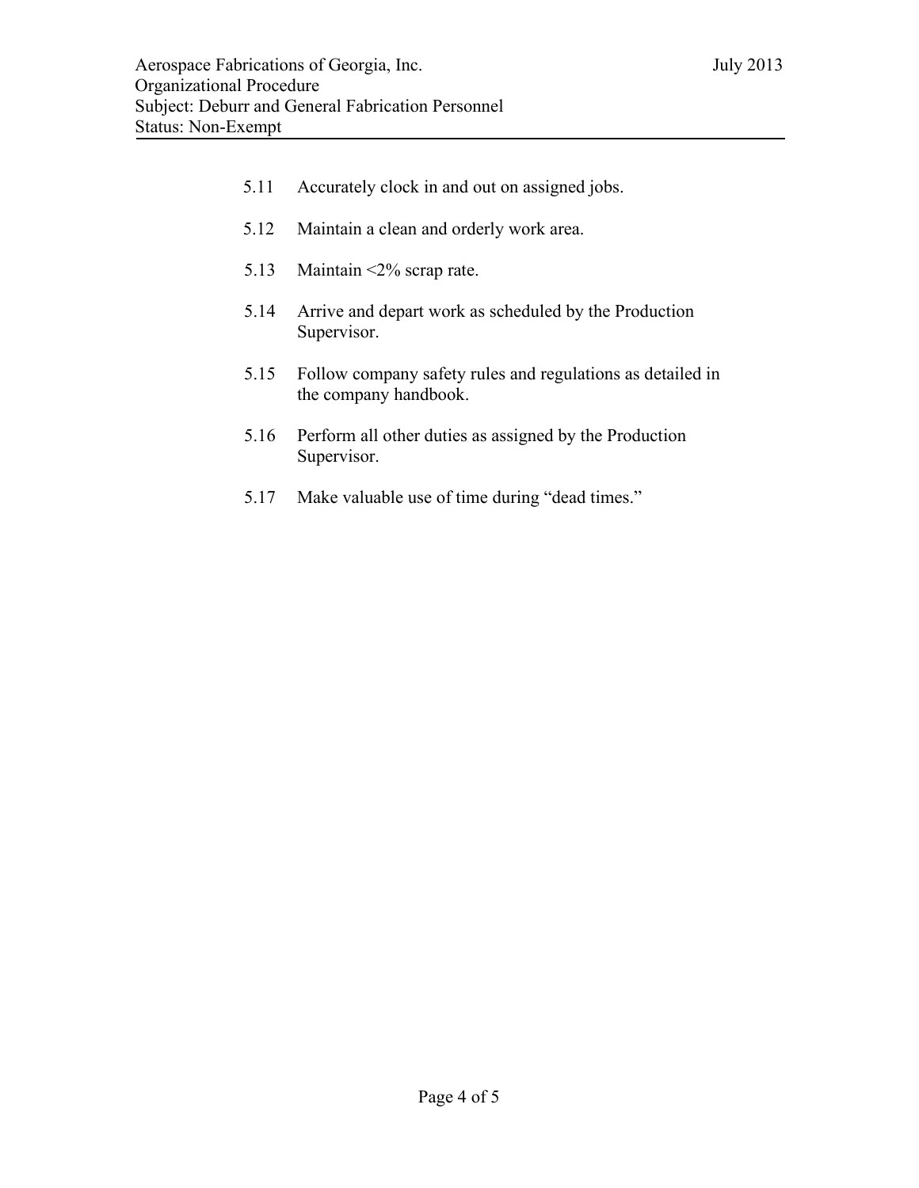5.11 Accurately clock in and out on assigned jobs.

5.12 Maintain a clean and orderly work area.

5.13 Maintain <2% scrap rate.

5.14 Arrive and depart work as scheduled by the Production Supervisor.

5.15 Follow company safety rules and regulations as detailed in the company handbook.

5.16 Perform all other duties as assigned by the Production Supervisor.

5.17 Make valuable use of time during "dead times."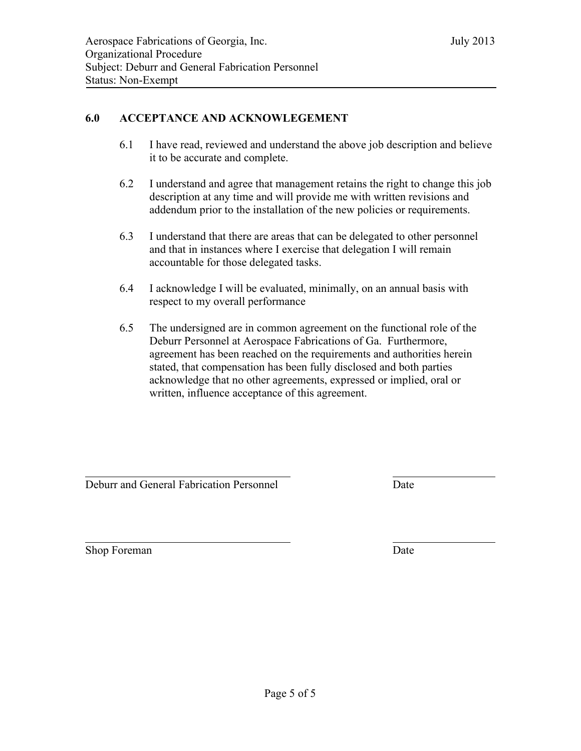## 6.0 ACCEPTANCE AND ACKNOWLEGEMENT

6.1 I have read, reviewed and understand the above job description and believe it to be accurate and complete.

6.2 I understand and agree that management retains the right to change this job description at any time and will provide me with written revisions and addendum prior to the installation of the new policies or requirements.

6.3 I understand that there are areas that can be delegated to other personnel and that in instances where I exercise that delegation I will remain accountable for those delegated tasks.

6.4 I acknowledge I will be evaluated, minimally, on an annual basis with respect to my overall performance

6.5 The undersigned are in common agreement on the functional role of the Deburr Personnel at Aerospace Fabrications of Ga. Furthermore, agreement has been reached on the requirements and authorities herein stated, that compensation has been fully disclosed and both parties acknowledge that no other agreements, expressed or implied, oral or written, influence acceptance of this agreement.

\_\_\_\_\_\_\_\_\_\_\_\_\_\_\_\_\_\_\_\_\_\_\_\_\_\_\_\_\_\_\_\_\_\_\_\_ \_\_\_\_\_\_\_\_\_\_\_\_\_\_\_\_\_\_

Deburr and General Fabrication Personnel Date

\_\_\_\_\_\_\_\_\_\_\_\_\_\_\_\_\_\_\_\_\_\_\_\_\_\_\_\_\_\_\_\_\_\_\_\_ \_\_\_\_\_\_\_\_\_\_\_\_\_\_\_\_\_\_

Shop Foreman Date